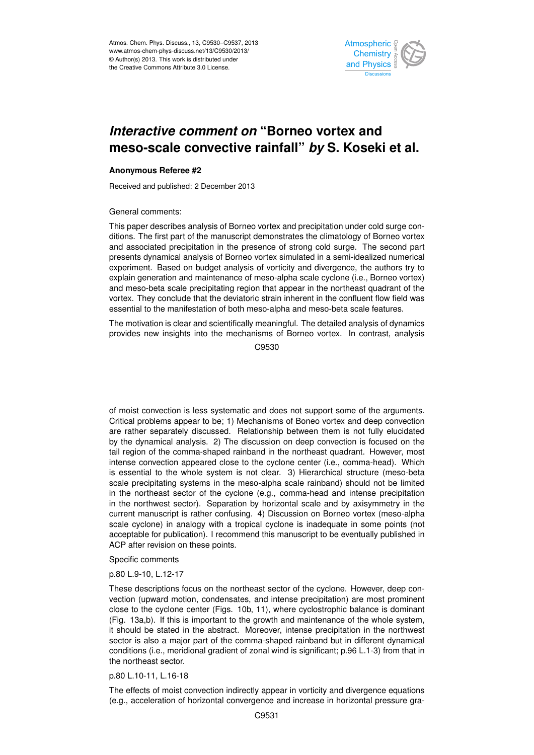# *Interactive comment on* "Borneo vortex and meso-scale convective rainfall" *by* S. Koseki et al.

**Anonymous Referee #2**

Received and published: 2 December 2013

General comments:

This paper describes analysis of Borneo vortex and precipitation under cold surge conditions. The first part of the manuscript demonstrates the climatology of Borneo vortex and associated precipitation in the presence of strong cold surge. The second part presents dynamical analysis of Borneo vortex simulated in a semi-idealized numerical experiment. Based on budget analysis of vorticity and divergence, the authors try to explain generation and maintenance of meso-alpha scale cyclone (i.e., Borneo vortex) and meso-beta scale precipitating region that appear in the northeast quadrant of the vortex. They conclude that the deviatoric strain inherent in the confluent flow field was essential to the manifestation of both meso-alpha and meso-beta scale features.

The motivation is clear and scientifically meaningful. The detailed analysis of dynamics provides new insights into the mechanisms of Borneo vortex. In contrast, analysis of moist convection is less systematic and does not support some of the arguments. Critical problems appear to be; 1) Mechanisms of Boneo vortex and deep convection are rather separately discussed. Relationship between them is not fully elucidated by the dynamical analysis. 2) The discussion on deep convection is focused on the tail region of the comma-shaped rainband in the northeast quadrant. However, most intense convection appeared close to the cyclone center (i.e., comma-head). Which is essential to the whole system is not clear. 3) Hierarchical structure (meso-beta scale precipitating systems in the meso-alpha scale rainband) should not be limited in the northeast sector of the cyclone (e.g., comma-head and intense precipitation in the northwest sector). Separation by horizontal scale and by axisymmetry in the current manuscript is rather confusing. 4) Discussion on Borneo vortex (meso-alpha scale cyclone) in analogy with a tropical cyclone is inadequate in some points (not acceptable for publication). I recommend this manuscript to be eventually published in ACP after revision on these points.

Specific comments

p.80 L.9-10, L.12-17

These descriptions focus on the northeast sector of the cyclone. However, deep convection (upward motion, condensates, and intense precipitation) are most prominent close to the cyclone center (Figs. 10b, 11), where cyclostrophic balance is dominant (Fig. 13a,b). If this is important to the growth and maintenance of the whole system, it should be stated in the abstract. Moreover, intense precipitation in the northwest sector is also a major part of the comma-shaped rainband but in different dynamical conditions (i.e., meridional gradient of zonal wind is significant; p.96 L.1-3) from that in the northeast sector.

p.80 L.10-11, L.16-18

The effects of moist convection indirectly appear in vorticity and divergence equations (e.g., acceleration of horizontal convergence and increase in horizontal pressure gra-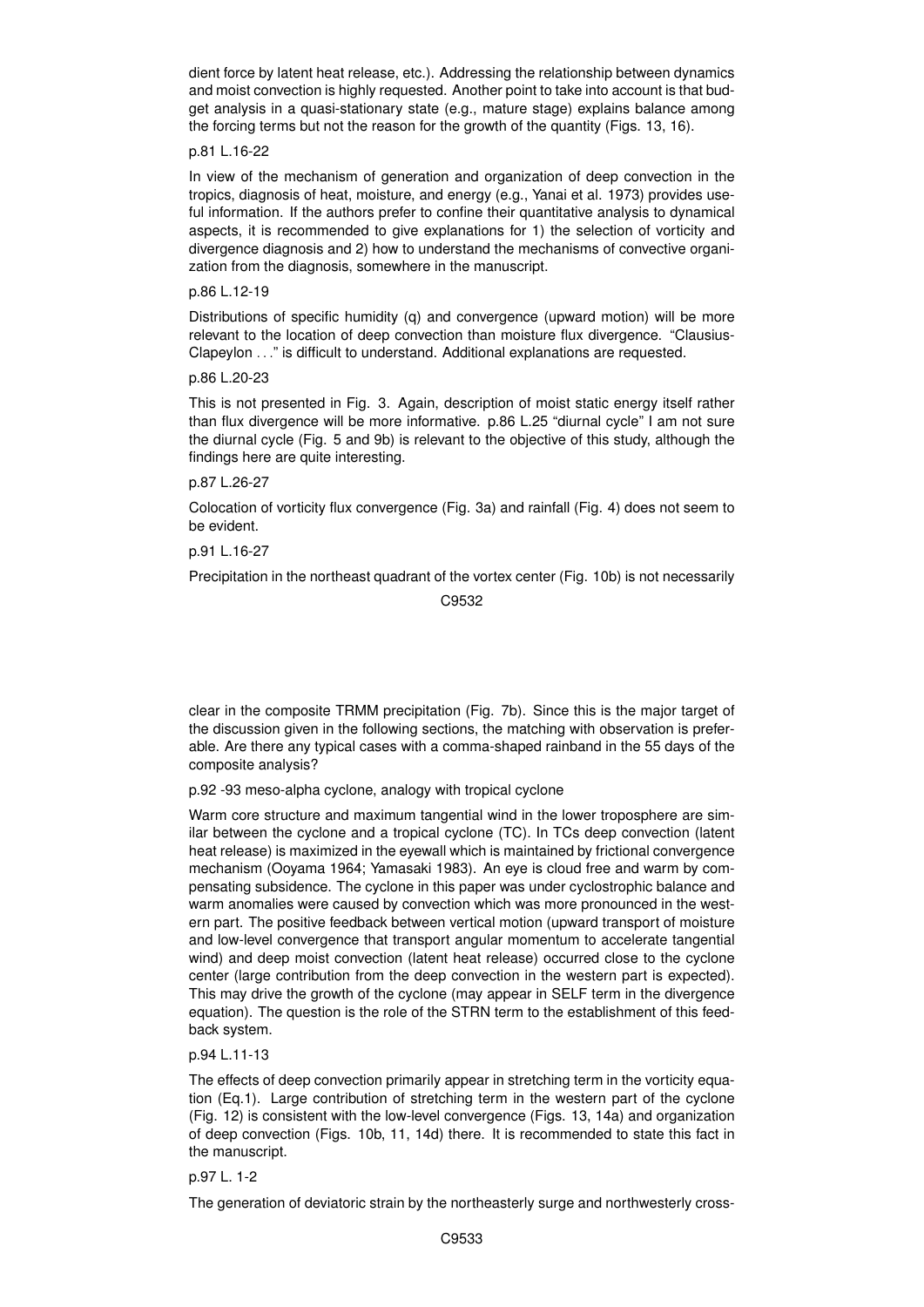dient force by latent heat release, etc.). Addressing the relationship between dynamics and moist convection is highly requested. Another point to take into account is that budget analysis in a quasi-stationary state (e.g., mature stage) explains balance among the forcing terms but not the reason for the growth of the quantity (Figs. 13, 16).

p.81 L.16-22

In view of the mechanism of generation and organization of deep convection in the tropics, diagnosis of heat, moisture, and energy (e.g., Yanai et al. 1973) provides useful information. If the authors prefer to confine their quantitative analysis to dynamical aspects, it is recommended to give explanations for 1) the selection of vorticity and divergence diagnosis and 2) how to understand the mechanisms of convective organization from the diagnosis, somewhere in the manuscript.

p.86 L.12-19

Distributions of specific humidity (q) and convergence (upward motion) will be more relevant to the location of deep convection than moisture flux divergence. "Clausius-Clapeylon . . ." is difficult to understand. Additional explanations are requested.

p.86 L.20-23

This is not presented in Fig. 3. Again, description of moist static energy itself rather than flux divergence will be more informative. p.86 L.25 "diurnal cycle" I am not sure the diurnal cycle (Fig. 5 and 9b) is relevant to the objective of this study, although the findings here are quite interesting.

p.87 L.26-27

Colocation of vorticity flux convergence (Fig. 3a) and rainfall (Fig. 4) does not seem to be evident.

p.91 L.16-27

Precipitation in the northeast quadrant of the vortex center (Fig. 10b) is not necessarily clear in the composite TRMM precipitation (Fig. 7b). Since this is the major target of the discussion given in the following sections, the matching with observation is preferable. Are there any typical cases with a comma-shaped rainband in the 55 days of the composite analysis?

p.92 -93 meso-alpha cyclone, analogy with tropical cyclone

Warm core structure and maximum tangential wind in the lower troposphere are similar between the cyclone and a tropical cyclone (TC). In TCs deep convection (latent heat release) is maximized in the eyewall which is maintained by frictional convergence mechanism (Ooyama 1964; Yamasaki 1983). An eye is cloud free and warm by compensating subsidence. The cyclone in this paper was under cyclostrophic balance and warm anomalies were caused by convection which was more pronounced in the western part. The positive feedback between vertical motion (upward transport of moisture and low-level convergence that transport angular momentum to accelerate tangential wind) and deep moist convection (latent heat release) occurred close to the cyclone center (large contribution from the deep convection in the western part is expected). This may drive the growth of the cyclone (may appear in SELF term in the divergence equation). The question is the role of the STRN term to the establishment of this feedback system.

p.94 L.11-13

The effects of deep convection primarily appear in stretching term in the vorticity equation (Eq.1). Large contribution of stretching term in the western part of the cyclone (Fig. 12) is consistent with the low-level convergence (Figs. 13, 14a) and organization of deep convection (Figs. 10b, 11, 14d) there. It is recommended to state this fact in the manuscript.

p.97 L. 1-2

The generation of deviatoric strain by the northeasterly surge and northwesterly cross-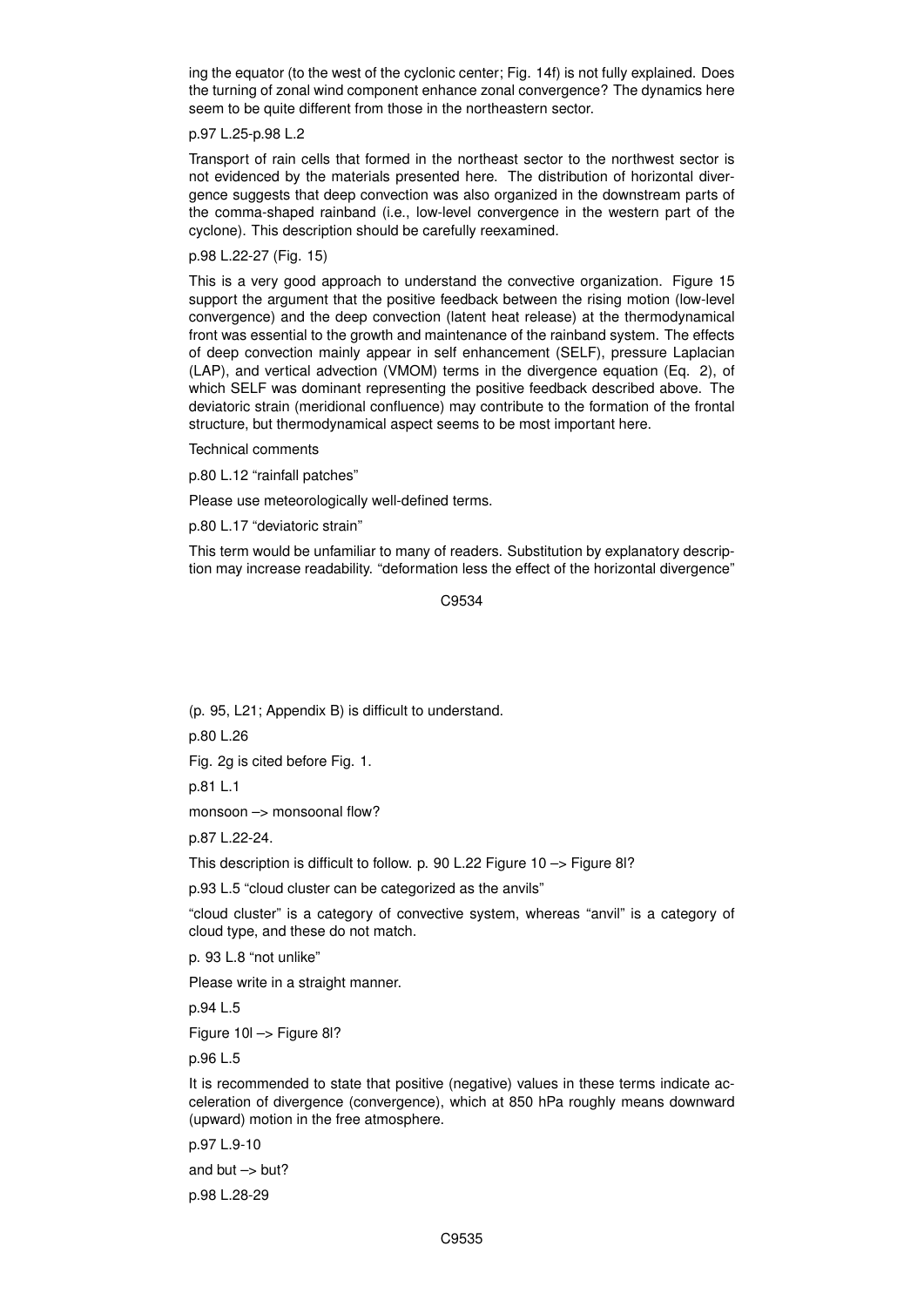ing the equator (to the west of the cyclonic center; Fig. 14f) is not fully explained. Does the turning of zonal wind component enhance zonal convergence? The dynamics here seem to be quite different from those in the northeastern sector.

p.97 L.25-p.98 L.2

Transport of rain cells that formed in the northeast sector to the northwest sector is not evidenced by the materials presented here. The distribution of horizontal divergence suggests that deep convection was also organized in the downstream parts of the comma-shaped rainband (i.e., low-level convergence in the western part of the cyclone). This description should be carefully reexamined.

p.98 L.22-27 (Fig. 15)

This is a very good approach to understand the convective organization. Figure 15 support the argument that the positive feedback between the rising motion (low-level convergence) and the deep convection (latent heat release) at the thermodynamical front was essential to the growth and maintenance of the rainband system. The effects of deep convection mainly appear in self enhancement (SELF), pressure Laplacian (LAP), and vertical advection (VMOM) terms in the divergence equation (Eq. 2), of which SELF was dominant representing the positive feedback described above. The deviatoric strain (meridional confluence) may contribute to the formation of the frontal structure, but thermodynamical aspect seems to be most important here.

Technical comments

p.80 L.12 "rainfall patches"

Please use meteorologically well-defined terms.

p.80 L.17 "deviatoric strain"

This term would be unfamiliar to many of readers. Substitution by explanatory description may increase readability. "deformation less the effect of the horizontal divergence" (p. 95, L21; Appendix B) is difficult to understand.

p.80 L.26

Fig. 2g is cited before Fig. 1.

p.81 L.1

monsoon –> monsoonal flow?

p.87 L.22-24.

This description is difficult to follow. p. 90 L.22 Figure 10 –> Figure 8l?

p.93 L.5 "cloud cluster can be categorized as the anvils"

"cloud cluster" is a category of convective system, whereas "anvil" is a category of cloud type, and these do not match.

p. 93 L.8 "not unlike"

Please write in a straight manner.

p.94 L.5

Figure 10l –> Figure 8l?

p.96 L.5

It is recommended to state that positive (negative) values in these terms indicate acceleration of divergence (convergence), which at 850 hPa roughly means downward (upward) motion in the free atmosphere.

p.97 L.9-10

and but –> but?

p.98 L.28-29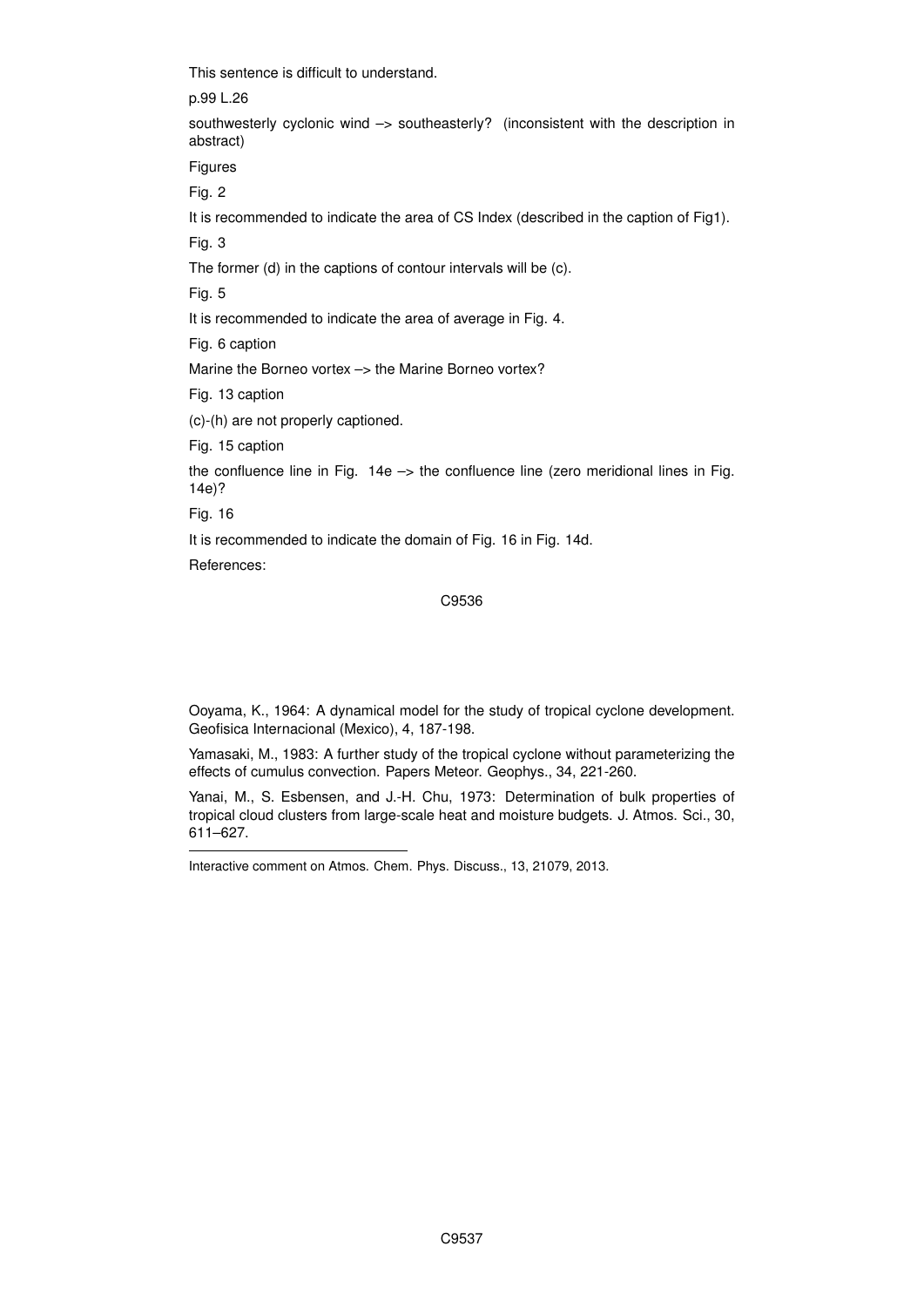This sentence is difficult to understand.

p.99 L.26

southwesterly cyclonic wind –> southeasterly? (inconsistent with the description in abstract)

Figures

Fig. 2

It is recommended to indicate the area of CS Index (described in the caption of Fig1).

Fig. 3

The former (d) in the captions of contour intervals will be (c).

Fig. 5

It is recommended to indicate the area of average in Fig. 4.

Fig. 6 caption

Marine the Borneo vortex –> the Marine Borneo vortex?

Fig. 13 caption

(c)-(h) are not properly captioned.

Fig. 15 caption

the confluence line in Fig. 14e –> the confluence line (zero meridional lines in Fig. 14e)?

Fig. 16

It is recommended to indicate the domain of Fig. 16 in Fig. 14d.

References:

Ooyama, K., 1964: A dynamical model for the study of tropical cyclone development. Geofisica Internacional (Mexico), 4, 187-198.

Yamasaki, M., 1983: A further study of the tropical cyclone without parameterizing the effects of cumulus convection. Papers Meteor. Geophys., 34, 221-260.

Yanai, M., S. Esbensen, and J.-H. Chu, 1973: Determination of bulk properties of tropical cloud clusters from large-scale heat and moisture budgets. J. Atmos. Sci., 30, 611–627.

Interactive comment on Atmos. Chem. Phys. Discuss., 13, 21079, 2013.